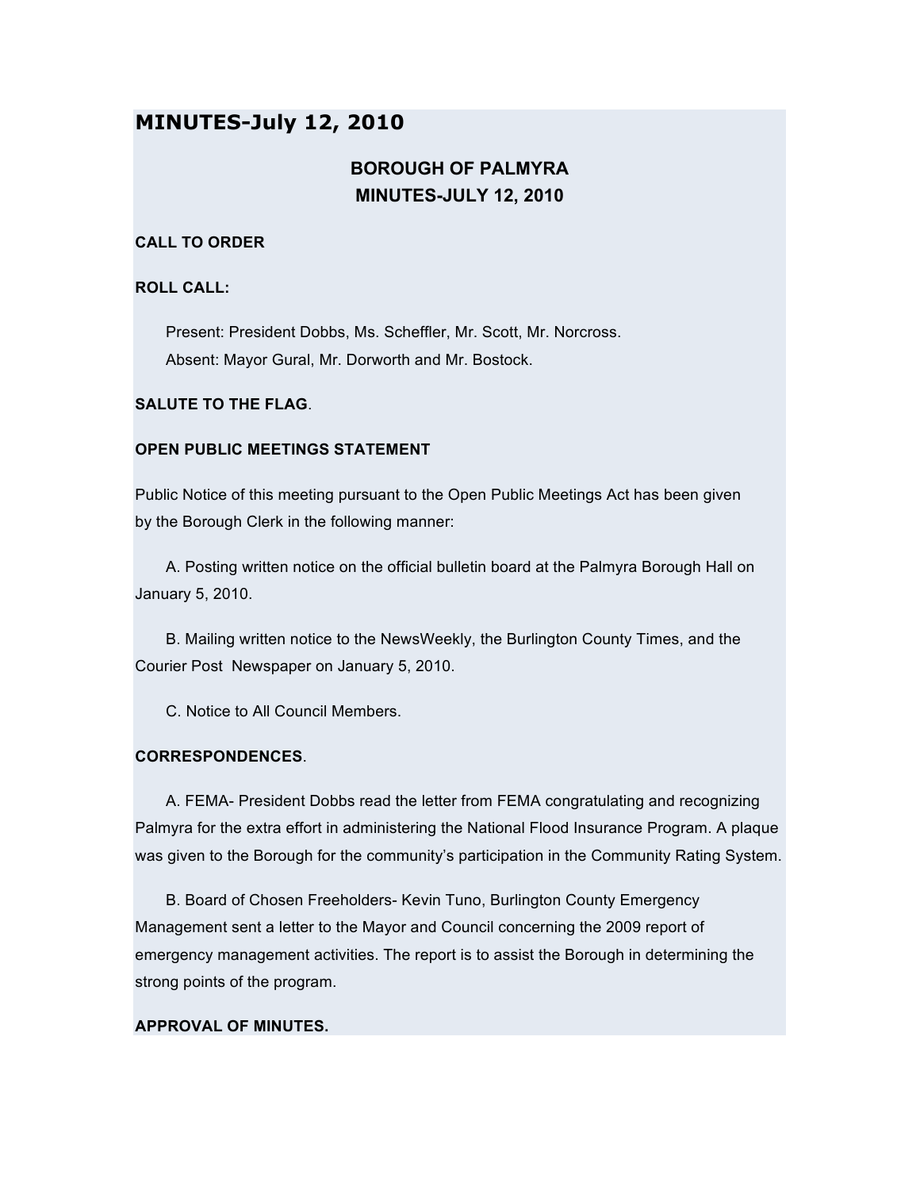# MINUTES-July 12, 2010

## BOROUGH OF PALMYRA
## MINUTES-JULY 12, 2010

**CALL TO ORDER**

**ROLL CALL:**

Present: President Dobbs, Ms. Scheffler, Mr. Scott, Mr. Norcross.
Absent: Mayor Gural, Mr. Dorworth and Mr. Bostock.

**SALUTE TO THE FLAG**.

**OPEN PUBLIC MEETINGS STATEMENT**

Public Notice of this meeting pursuant to the Open Public Meetings Act has been given by the Borough Clerk in the following manner:

A. Posting written notice on the official bulletin board at the Palmyra Borough Hall on January 5, 2010.

B. Mailing written notice to the NewsWeekly, the Burlington County Times, and the Courier Post Newspaper on January 5, 2010.

C. Notice to All Council Members.

**CORRESPONDENCES**.

A. FEMA- President Dobbs read the letter from FEMA congratulating and recognizing Palmyra for the extra effort in administering the National Flood Insurance Program. A plaque was given to the Borough for the community's participation in the Community Rating System.

B. Board of Chosen Freeholders- Kevin Tuno, Burlington County Emergency Management sent a letter to the Mayor and Council concerning the 2009 report of emergency management activities. The report is to assist the Borough in determining the strong points of the program.

**APPROVAL OF MINUTES.**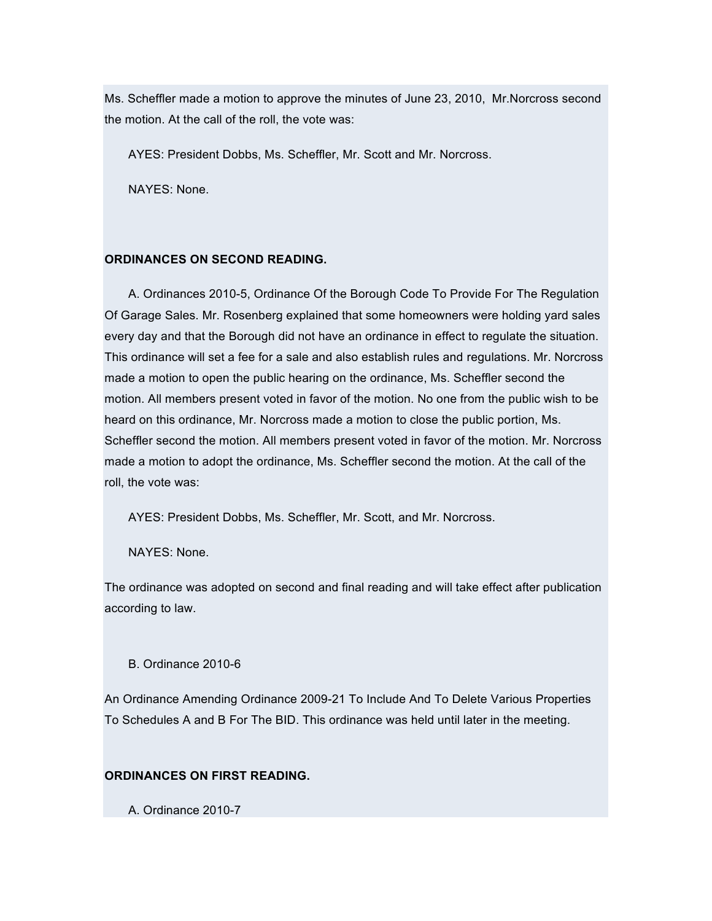Ms. Scheffler made a motion to approve the minutes of June 23, 2010,  Mr.Norcross second the motion. At the call of the roll, the vote was:

AYES: President Dobbs, Ms. Scheffler, Mr. Scott and Mr. Norcross.

NAYES: None.

**ORDINANCES ON SECOND READING.**

A. Ordinances 2010-5, Ordinance Of the Borough Code To Provide For The Regulation Of Garage Sales. Mr. Rosenberg explained that some homeowners were holding yard sales every day and that the Borough did not have an ordinance in effect to regulate the situation. This ordinance will set a fee for a sale and also establish rules and regulations. Mr. Norcross made a motion to open the public hearing on the ordinance, Ms. Scheffler second the motion. All members present voted in favor of the motion. No one from the public wish to be heard on this ordinance, Mr. Norcross made a motion to close the public portion, Ms. Scheffler second the motion. All members present voted in favor of the motion. Mr. Norcross made a motion to adopt the ordinance, Ms. Scheffler second the motion. At the call of the roll, the vote was:

AYES: President Dobbs, Ms. Scheffler, Mr. Scott, and Mr. Norcross.

NAYES: None.

The ordinance was adopted on second and final reading and will take effect after publication according to law.

B. Ordinance 2010-6

An Ordinance Amending Ordinance 2009-21 To Include And To Delete Various Properties To Schedules A and B For The BID. This ordinance was held until later in the meeting.

**ORDINANCES ON FIRST READING.**

A. Ordinance 2010-7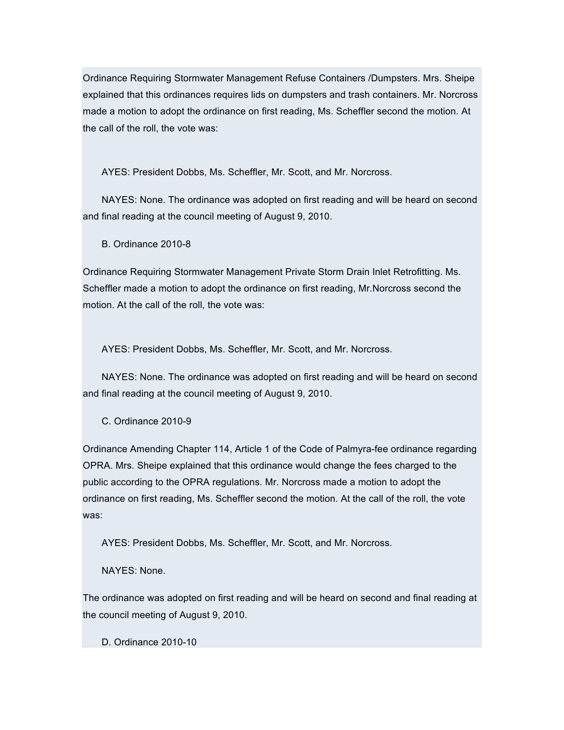Ordinance Requiring Stormwater Management Refuse Containers /Dumpsters. Mrs. Sheipe explained that this ordinances requires lids on dumpsters and trash containers. Mr. Norcross made a motion to adopt the ordinance on first reading, Ms. Scheffler second the motion. At the call of the roll, the vote was:

AYES: President Dobbs, Ms. Scheffler, Mr. Scott, and Mr. Norcross.

NAYES: None. The ordinance was adopted on first reading and will be heard on second and final reading at the council meeting of August 9, 2010.

B. Ordinance 2010-8

Ordinance Requiring Stormwater Management Private Storm Drain Inlet Retrofitting. Ms. Scheffler made a motion to adopt the ordinance on first reading, Mr.Norcross second the motion. At the call of the roll, the vote was:

AYES: President Dobbs, Ms. Scheffler, Mr. Scott, and Mr. Norcross.

NAYES: None. The ordinance was adopted on first reading and will be heard on second and final reading at the council meeting of August 9, 2010.

C. Ordinance 2010-9

Ordinance Amending Chapter 114, Article 1 of the Code of Palmyra-fee ordinance regarding OPRA. Mrs. Sheipe explained that this ordinance would change the fees charged to the public according to the OPRA regulations. Mr. Norcross made a motion to adopt the ordinance on first reading, Ms. Scheffler second the motion. At the call of the roll, the vote was:

AYES: President Dobbs, Ms. Scheffler, Mr. Scott, and Mr. Norcross.

NAYES: None.

The ordinance was adopted on first reading and will be heard on second and final reading at the council meeting of August 9, 2010.

D. Ordinance 2010-10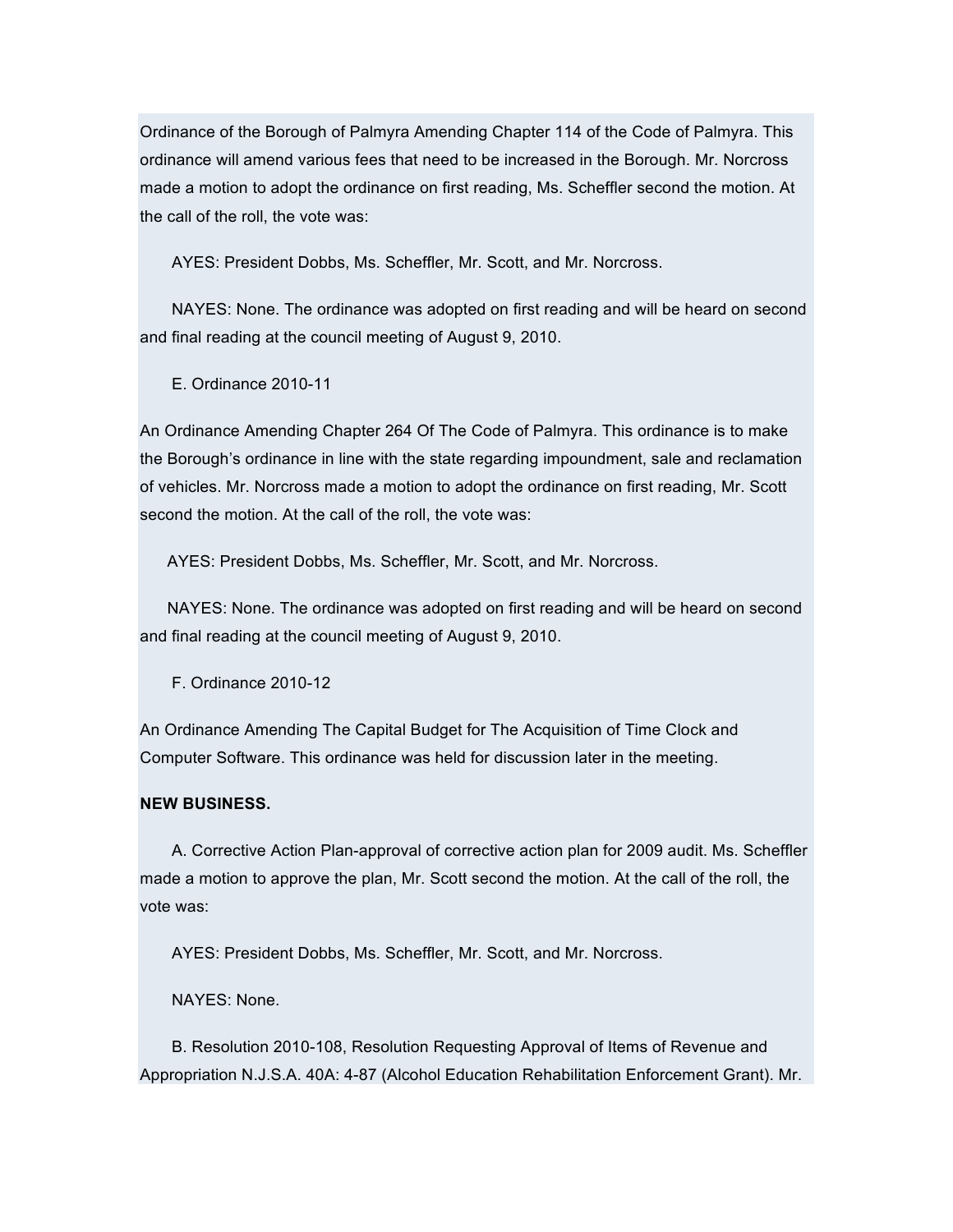Ordinance of the Borough of Palmyra Amending Chapter 114 of the Code of Palmyra. This ordinance will amend various fees that need to be increased in the Borough. Mr. Norcross made a motion to adopt the ordinance on first reading, Ms. Scheffler second the motion. At the call of the roll, the vote was:

AYES: President Dobbs, Ms. Scheffler, Mr. Scott, and Mr. Norcross.

NAYES: None. The ordinance was adopted on first reading and will be heard on second and final reading at the council meeting of August 9, 2010.

E. Ordinance 2010-11

An Ordinance Amending Chapter 264 Of The Code of Palmyra. This ordinance is to make the Borough's ordinance in line with the state regarding impoundment, sale and reclamation of vehicles. Mr. Norcross made a motion to adopt the ordinance on first reading, Mr. Scott second the motion. At the call of the roll, the vote was:

AYES: President Dobbs, Ms. Scheffler, Mr. Scott, and Mr. Norcross.

NAYES: None. The ordinance was adopted on first reading and will be heard on second and final reading at the council meeting of August 9, 2010.

F. Ordinance 2010-12

An Ordinance Amending The Capital Budget for The Acquisition of Time Clock and Computer Software. This ordinance was held for discussion later in the meeting.

**NEW BUSINESS.**

A. Corrective Action Plan-approval of corrective action plan for 2009 audit. Ms. Scheffler made a motion to approve the plan, Mr. Scott second the motion. At the call of the roll, the vote was:

AYES: President Dobbs, Ms. Scheffler, Mr. Scott, and Mr. Norcross.

NAYES: None.

B. Resolution 2010-108, Resolution Requesting Approval of Items of Revenue and Appropriation N.J.S.A. 40A: 4-87 (Alcohol Education Rehabilitation Enforcement Grant). Mr.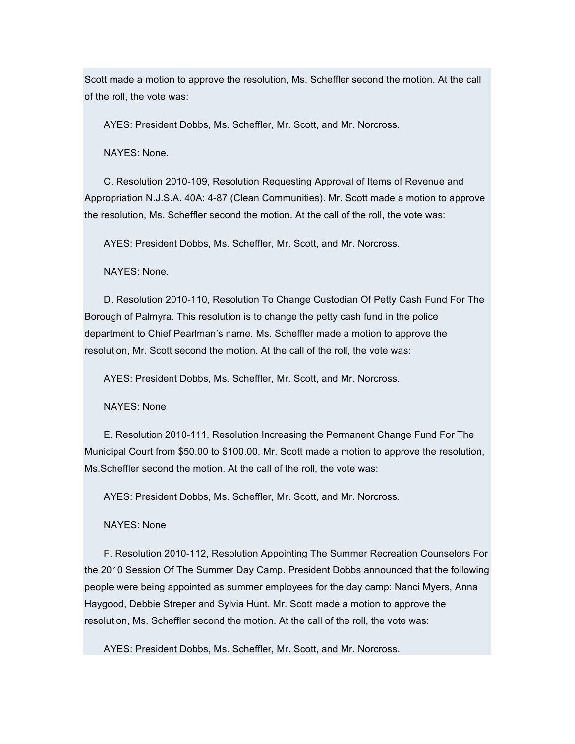Scott made a motion to approve the resolution, Ms. Scheffler second the motion. At the call of the roll, the vote was:

AYES: President Dobbs, Ms. Scheffler, Mr. Scott, and Mr. Norcross.

NAYES: None.

C. Resolution 2010-109, Resolution Requesting Approval of Items of Revenue and Appropriation N.J.S.A. 40A: 4-87 (Clean Communities). Mr. Scott made a motion to approve the resolution, Ms. Scheffler second the motion. At the call of the roll, the vote was:

AYES: President Dobbs, Ms. Scheffler, Mr. Scott, and Mr. Norcross.

NAYES: None.

D. Resolution 2010-110, Resolution To Change Custodian Of Petty Cash Fund For The Borough of Palmyra. This resolution is to change the petty cash fund in the police department to Chief Pearlman's name. Ms. Scheffler made a motion to approve the resolution, Mr. Scott second the motion. At the call of the roll, the vote was:

AYES: President Dobbs, Ms. Scheffler, Mr. Scott, and Mr. Norcross.

NAYES: None

E. Resolution 2010-111, Resolution Increasing the Permanent Change Fund For The Municipal Court from $50.00 to $100.00. Mr. Scott made a motion to approve the resolution, Ms.Scheffler second the motion. At the call of the roll, the vote was:

AYES: President Dobbs, Ms. Scheffler, Mr. Scott, and Mr. Norcross.

NAYES: None

F. Resolution 2010-112, Resolution Appointing The Summer Recreation Counselors For the 2010 Session Of The Summer Day Camp. President Dobbs announced that the following people were being appointed as summer employees for the day camp: Nanci Myers, Anna Haygood, Debbie Streper and Sylvia Hunt. Mr. Scott made a motion to approve the resolution, Ms. Scheffler second the motion. At the call of the roll, the vote was:

AYES: President Dobbs, Ms. Scheffler, Mr. Scott, and Mr. Norcross.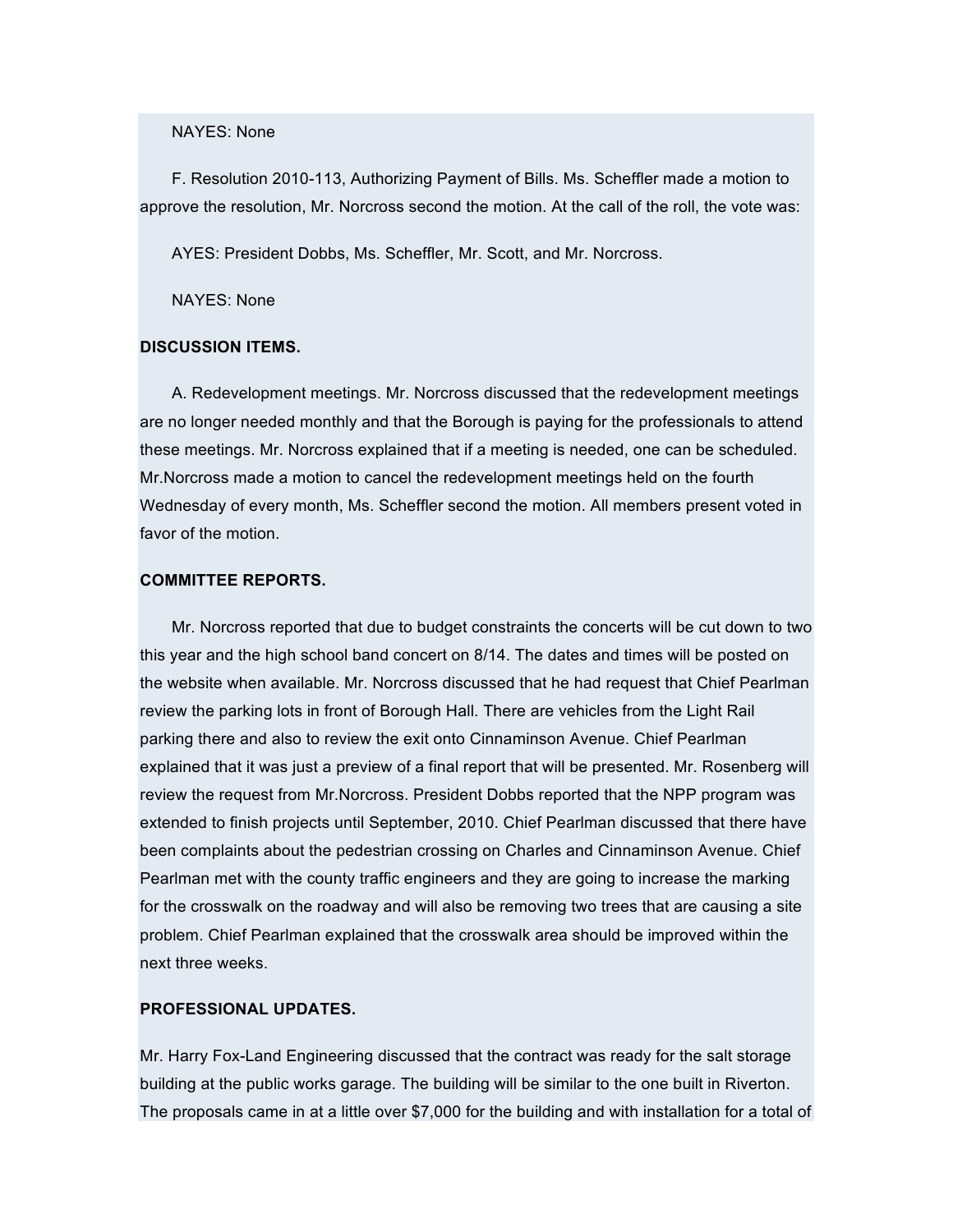NAYES: None

F. Resolution 2010-113, Authorizing Payment of Bills. Ms. Scheffler made a motion to approve the resolution, Mr. Norcross second the motion. At the call of the roll, the vote was:

AYES: President Dobbs, Ms. Scheffler, Mr. Scott, and Mr. Norcross.

NAYES: None

**DISCUSSION ITEMS.**

A. Redevelopment meetings. Mr. Norcross discussed that the redevelopment meetings are no longer needed monthly and that the Borough is paying for the professionals to attend these meetings. Mr. Norcross explained that if a meeting is needed, one can be scheduled. Mr.Norcross made a motion to cancel the redevelopment meetings held on the fourth Wednesday of every month, Ms. Scheffler second the motion. All members present voted in favor of the motion.

**COMMITTEE REPORTS.**

Mr. Norcross reported that due to budget constraints the concerts will be cut down to two this year and the high school band concert on 8/14. The dates and times will be posted on the website when available. Mr. Norcross discussed that he had request that Chief Pearlman review the parking lots in front of Borough Hall. There are vehicles from the Light Rail parking there and also to review the exit onto Cinnaminson Avenue. Chief Pearlman explained that it was just a preview of a final report that will be presented. Mr. Rosenberg will review the request from Mr.Norcross. President Dobbs reported that the NPP program was extended to finish projects until September, 2010. Chief Pearlman discussed that there have been complaints about the pedestrian crossing on Charles and Cinnaminson Avenue. Chief Pearlman met with the county traffic engineers and they are going to increase the marking for the crosswalk on the roadway and will also be removing two trees that are causing a site problem. Chief Pearlman explained that the crosswalk area should be improved within the next three weeks.

**PROFESSIONAL UPDATES.**

Mr. Harry Fox-Land Engineering discussed that the contract was ready for the salt storage building at the public works garage. The building will be similar to the one built in Riverton. The proposals came in at a little over $7,000 for the building and with installation for a total of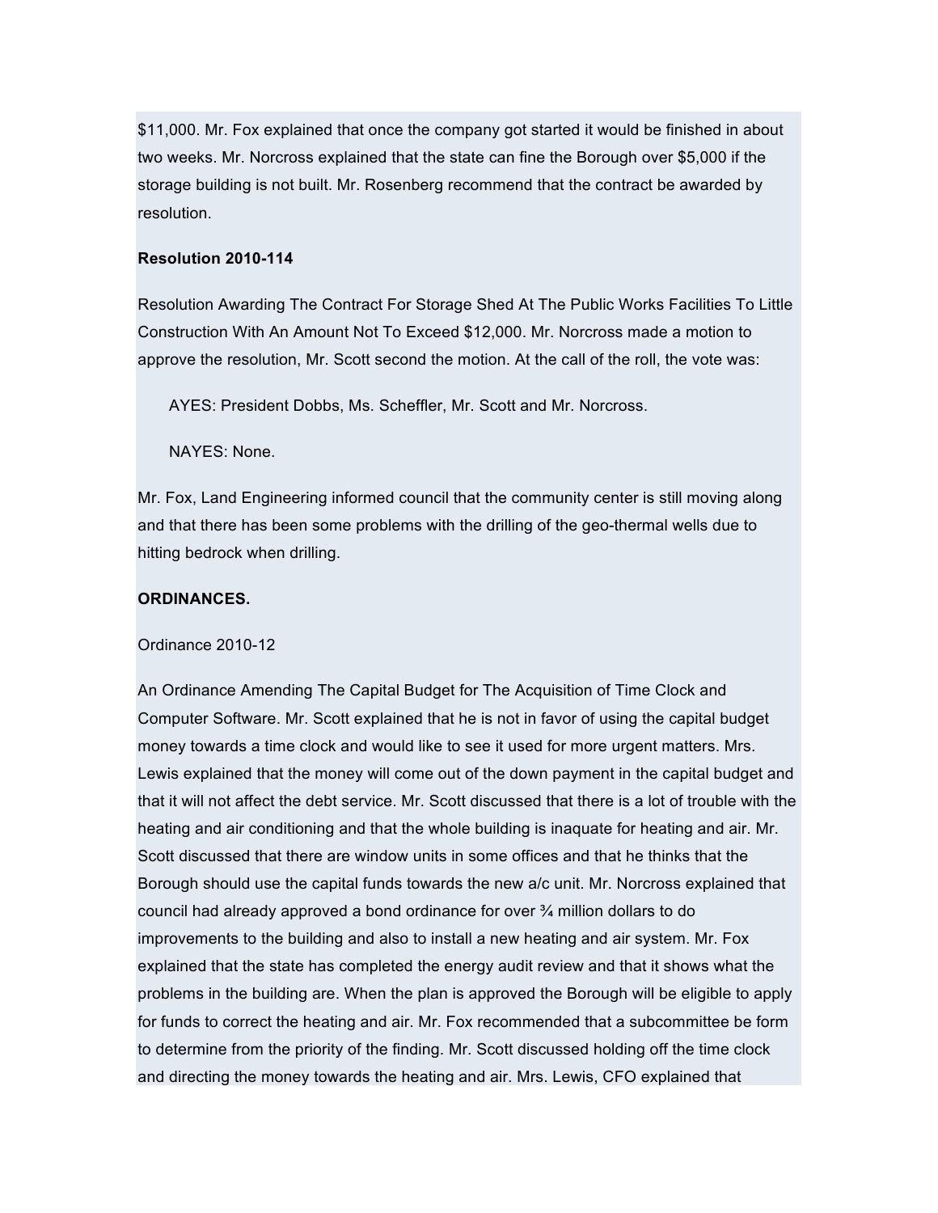$11,000. Mr. Fox explained that once the company got started it would be finished in about two weeks. Mr. Norcross explained that the state can fine the Borough over $5,000 if the storage building is not built. Mr. Rosenberg recommend that the contract be awarded by resolution.

**Resolution 2010-114**

Resolution Awarding The Contract For Storage Shed At The Public Works Facilities To Little Construction With An Amount Not To Exceed $12,000. Mr. Norcross made a motion to approve the resolution, Mr. Scott second the motion. At the call of the roll, the vote was:

AYES: President Dobbs, Ms. Scheffler, Mr. Scott and Mr. Norcross.

NAYES: None.

Mr. Fox, Land Engineering informed council that the community center is still moving along and that there has been some problems with the drilling of the geo-thermal wells due to hitting bedrock when drilling.

**ORDINANCES.**

Ordinance 2010-12

An Ordinance Amending The Capital Budget for The Acquisition of Time Clock and Computer Software. Mr. Scott explained that he is not in favor of using the capital budget money towards a time clock and would like to see it used for more urgent matters. Mrs. Lewis explained that the money will come out of the down payment in the capital budget and that it will not affect the debt service. Mr. Scott discussed that there is a lot of trouble with the heating and air conditioning and that the whole building is inaquate for heating and air. Mr. Scott discussed that there are window units in some offices and that he thinks that the Borough should use the capital funds towards the new a/c unit. Mr. Norcross explained that council had already approved a bond ordinance for over ¾ million dollars to do improvements to the building and also to install a new heating and air system. Mr. Fox explained that the state has completed the energy audit review and that it shows what the problems in the building are. When the plan is approved the Borough will be eligible to apply for funds to correct the heating and air. Mr. Fox recommended that a subcommittee be form to determine from the priority of the finding. Mr. Scott discussed holding off the time clock and directing the money towards the heating and air. Mrs. Lewis, CFO explained that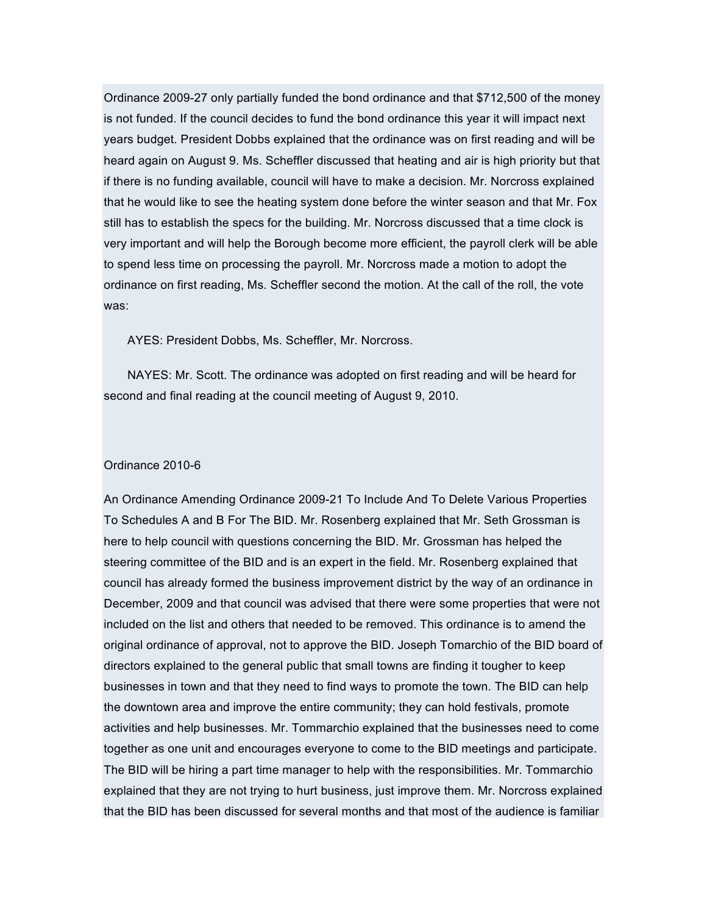Ordinance 2009-27 only partially funded the bond ordinance and that $712,500 of the money is not funded. If the council decides to fund the bond ordinance this year it will impact next years budget. President Dobbs explained that the ordinance was on first reading and will be heard again on August 9. Ms. Scheffler discussed that heating and air is high priority but that if there is no funding available, council will have to make a decision. Mr. Norcross explained that he would like to see the heating system done before the winter season and that Mr. Fox still has to establish the specs for the building. Mr. Norcross discussed that a time clock is very important and will help the Borough become more efficient, the payroll clerk will be able to spend less time on processing the payroll. Mr. Norcross made a motion to adopt the ordinance on first reading, Ms. Scheffler second the motion. At the call of the roll, the vote was:

AYES: President Dobbs, Ms. Scheffler, Mr. Norcross.

NAYES: Mr. Scott. The ordinance was adopted on first reading and will be heard for second and final reading at the council meeting of August 9, 2010.

Ordinance 2010-6

An Ordinance Amending Ordinance 2009-21 To Include And To Delete Various Properties To Schedules A and B For The BID. Mr. Rosenberg explained that Mr. Seth Grossman is here to help council with questions concerning the BID. Mr. Grossman has helped the steering committee of the BID and is an expert in the field. Mr. Rosenberg explained that council has already formed the business improvement district by the way of an ordinance in December, 2009 and that council was advised that there were some properties that were not included on the list and others that needed to be removed. This ordinance is to amend the original ordinance of approval, not to approve the BID. Joseph Tomarchio of the BID board of directors explained to the general public that small towns are finding it tougher to keep businesses in town and that they need to find ways to promote the town. The BID can help the downtown area and improve the entire community; they can hold festivals, promote activities and help businesses. Mr. Tommarchio explained that the businesses need to come together as one unit and encourages everyone to come to the BID meetings and participate. The BID will be hiring a part time manager to help with the responsibilities. Mr. Tommarchio explained that they are not trying to hurt business, just improve them. Mr. Norcross explained that the BID has been discussed for several months and that most of the audience is familiar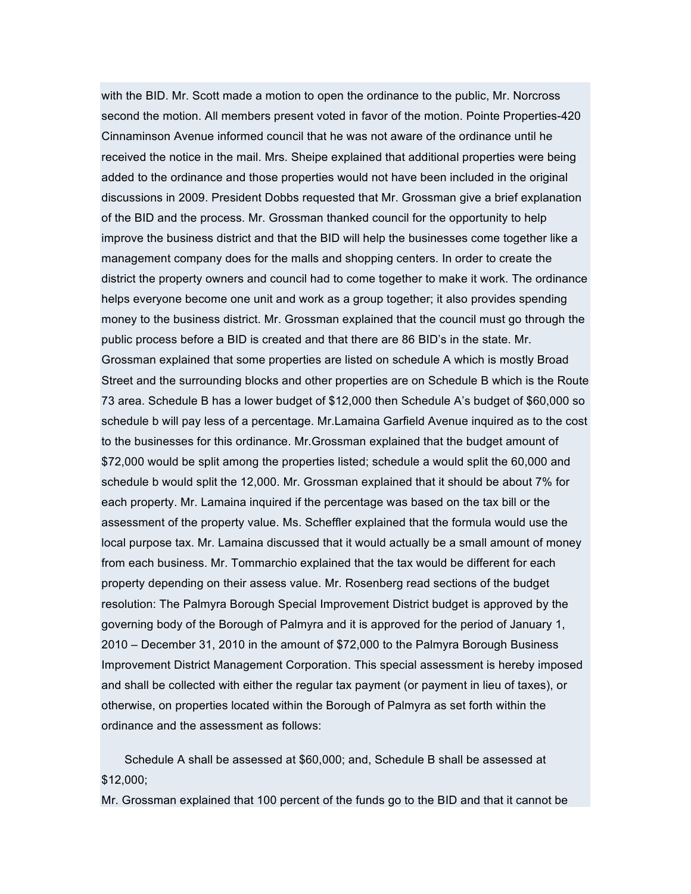with the BID. Mr. Scott made a motion to open the ordinance to the public, Mr. Norcross second the motion. All members present voted in favor of the motion. Pointe Properties-420 Cinnaminson Avenue informed council that he was not aware of the ordinance until he received the notice in the mail. Mrs. Sheipe explained that additional properties were being added to the ordinance and those properties would not have been included in the original discussions in 2009. President Dobbs requested that Mr. Grossman give a brief explanation of the BID and the process. Mr. Grossman thanked council for the opportunity to help improve the business district and that the BID will help the businesses come together like a management company does for the malls and shopping centers. In order to create the district the property owners and council had to come together to make it work. The ordinance helps everyone become one unit and work as a group together; it also provides spending money to the business district. Mr. Grossman explained that the council must go through the public process before a BID is created and that there are 86 BID's in the state. Mr. Grossman explained that some properties are listed on schedule A which is mostly Broad Street and the surrounding blocks and other properties are on Schedule B which is the Route 73 area. Schedule B has a lower budget of $12,000 then Schedule A's budget of $60,000 so schedule b will pay less of a percentage. Mr.Lamaina Garfield Avenue inquired as to the cost to the businesses for this ordinance. Mr.Grossman explained that the budget amount of $72,000 would be split among the properties listed; schedule a would split the 60,000 and schedule b would split the 12,000. Mr. Grossman explained that it should be about 7% for each property. Mr. Lamaina inquired if the percentage was based on the tax bill or the assessment of the property value. Ms. Scheffler explained that the formula would use the local purpose tax. Mr. Lamaina discussed that it would actually be a small amount of money from each business. Mr. Tommarchio explained that the tax would be different for each property depending on their assess value. Mr. Rosenberg read sections of the budget resolution: The Palmyra Borough Special Improvement District budget is approved by the governing body of the Borough of Palmyra and it is approved for the period of January 1, 2010 – December 31, 2010 in the amount of $72,000 to the Palmyra Borough Business Improvement District Management Corporation. This special assessment is hereby imposed and shall be collected with either the regular tax payment (or payment in lieu of taxes), or otherwise, on properties located within the Borough of Palmyra as set forth within the ordinance and the assessment as follows:

Schedule A shall be assessed at $60,000; and, Schedule B shall be assessed at $12,000;

Mr. Grossman explained that 100 percent of the funds go to the BID and that it cannot be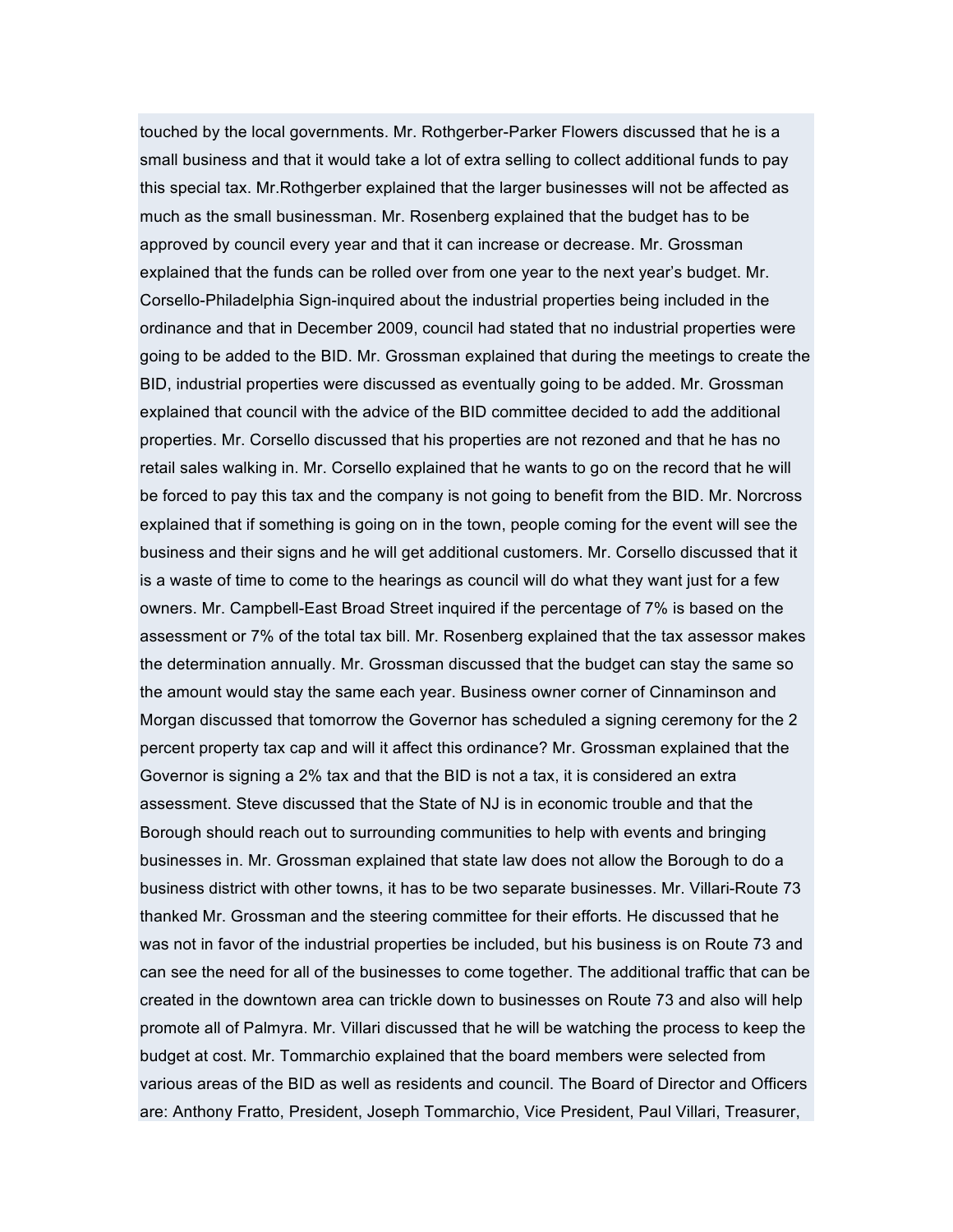touched by the local governments. Mr. Rothgerber-Parker Flowers discussed that he is a small business and that it would take a lot of extra selling to collect additional funds to pay this special tax. Mr.Rothgerber explained that the larger businesses will not be affected as much as the small businessman. Mr. Rosenberg explained that the budget has to be approved by council every year and that it can increase or decrease. Mr. Grossman explained that the funds can be rolled over from one year to the next year's budget. Mr. Corsello-Philadelphia Sign-inquired about the industrial properties being included in the ordinance and that in December 2009, council had stated that no industrial properties were going to be added to the BID. Mr. Grossman explained that during the meetings to create the BID, industrial properties were discussed as eventually going to be added. Mr. Grossman explained that council with the advice of the BID committee decided to add the additional properties. Mr. Corsello discussed that his properties are not rezoned and that he has no retail sales walking in. Mr. Corsello explained that he wants to go on the record that he will be forced to pay this tax and the company is not going to benefit from the BID. Mr. Norcross explained that if something is going on in the town, people coming for the event will see the business and their signs and he will get additional customers. Mr. Corsello discussed that it is a waste of time to come to the hearings as council will do what they want just for a few owners. Mr. Campbell-East Broad Street inquired if the percentage of 7% is based on the assessment or 7% of the total tax bill. Mr. Rosenberg explained that the tax assessor makes the determination annually. Mr. Grossman discussed that the budget can stay the same so the amount would stay the same each year. Business owner corner of Cinnaminson and Morgan discussed that tomorrow the Governor has scheduled a signing ceremony for the 2 percent property tax cap and will it affect this ordinance? Mr. Grossman explained that the Governor is signing a 2% tax and that the BID is not a tax, it is considered an extra assessment. Steve discussed that the State of NJ is in economic trouble and that the Borough should reach out to surrounding communities to help with events and bringing businesses in. Mr. Grossman explained that state law does not allow the Borough to do a business district with other towns, it has to be two separate businesses. Mr. Villari-Route 73 thanked Mr. Grossman and the steering committee for their efforts. He discussed that he was not in favor of the industrial properties be included, but his business is on Route 73 and can see the need for all of the businesses to come together. The additional traffic that can be created in the downtown area can trickle down to businesses on Route 73 and also will help promote all of Palmyra. Mr. Villari discussed that he will be watching the process to keep the budget at cost. Mr. Tommarchio explained that the board members were selected from various areas of the BID as well as residents and council. The Board of Director and Officers are: Anthony Fratto, President, Joseph Tommarchio, Vice President, Paul Villari, Treasurer,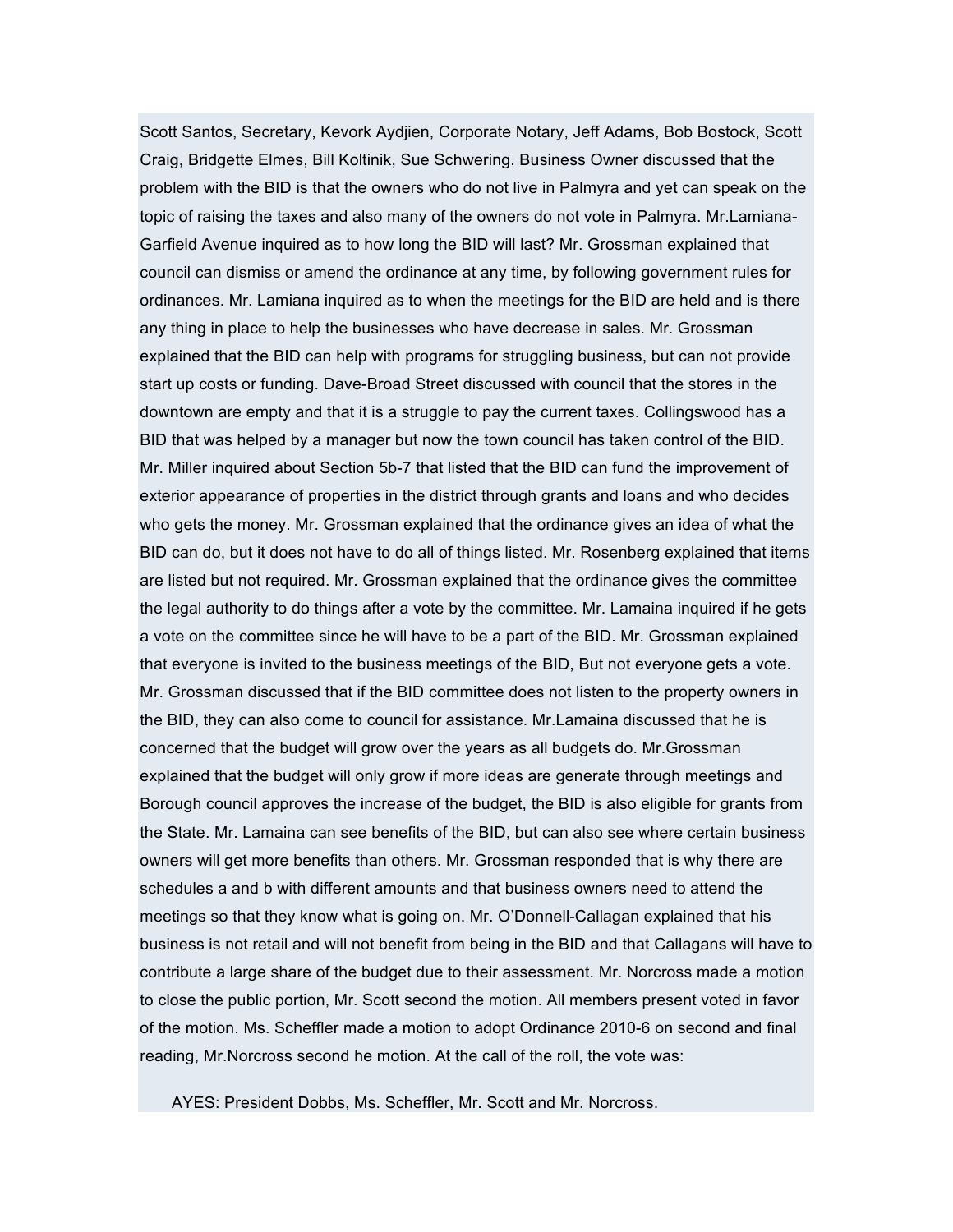Scott Santos, Secretary, Kevork Aydjien, Corporate Notary, Jeff Adams, Bob Bostock, Scott Craig, Bridgette Elmes, Bill Koltinik, Sue Schwering. Business Owner discussed that the problem with the BID is that the owners who do not live in Palmyra and yet can speak on the topic of raising the taxes and also many of the owners do not vote in Palmyra. Mr.Lamiana-Garfield Avenue inquired as to how long the BID will last? Mr. Grossman explained that council can dismiss or amend the ordinance at any time, by following government rules for ordinances. Mr. Lamiana inquired as to when the meetings for the BID are held and is there any thing in place to help the businesses who have decrease in sales. Mr. Grossman explained that the BID can help with programs for struggling business, but can not provide start up costs or funding. Dave-Broad Street discussed with council that the stores in the downtown are empty and that it is a struggle to pay the current taxes. Collingswood has a BID that was helped by a manager but now the town council has taken control of the BID. Mr. Miller inquired about Section 5b-7 that listed that the BID can fund the improvement of exterior appearance of properties in the district through grants and loans and who decides who gets the money. Mr. Grossman explained that the ordinance gives an idea of what the BID can do, but it does not have to do all of things listed. Mr. Rosenberg explained that items are listed but not required. Mr. Grossman explained that the ordinance gives the committee the legal authority to do things after a vote by the committee. Mr. Lamaina inquired if he gets a vote on the committee since he will have to be a part of the BID. Mr. Grossman explained that everyone is invited to the business meetings of the BID, But not everyone gets a vote. Mr. Grossman discussed that if the BID committee does not listen to the property owners in the BID, they can also come to council for assistance. Mr.Lamaina discussed that he is concerned that the budget will grow over the years as all budgets do. Mr.Grossman explained that the budget will only grow if more ideas are generate through meetings and Borough council approves the increase of the budget, the BID is also eligible for grants from the State. Mr. Lamaina can see benefits of the BID, but can also see where certain business owners will get more benefits than others. Mr. Grossman responded that is why there are schedules a and b with different amounts and that business owners need to attend the meetings so that they know what is going on. Mr. O'Donnell-Callagan explained that his business is not retail and will not benefit from being in the BID and that Callagans will have to contribute a large share of the budget due to their assessment. Mr. Norcross made a motion to close the public portion, Mr. Scott second the motion. All members present voted in favor of the motion. Ms. Scheffler made a motion to adopt Ordinance 2010-6 on second and final reading, Mr.Norcross second he motion. At the call of the roll, the vote was:

AYES: President Dobbs, Ms. Scheffler, Mr. Scott and Mr. Norcross.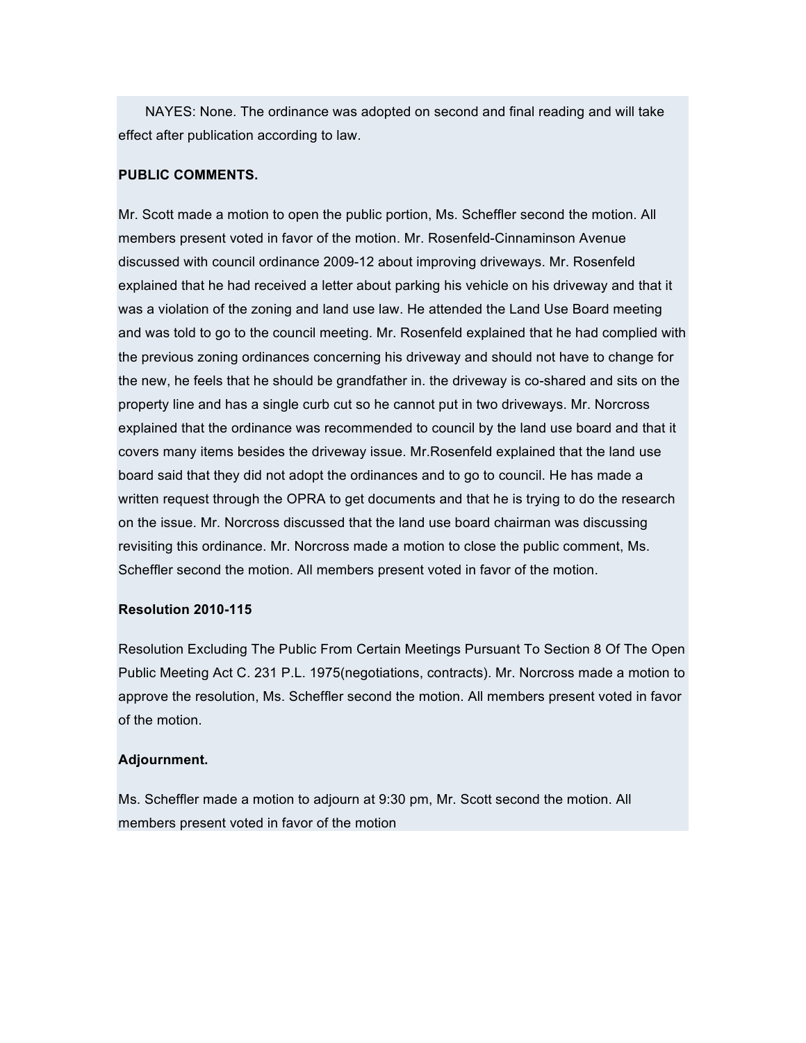NAYES: None. The ordinance was adopted on second and final reading and will take effect after publication according to law.

**PUBLIC COMMENTS.**

Mr. Scott made a motion to open the public portion, Ms. Scheffler second the motion. All members present voted in favor of the motion. Mr. Rosenfeld-Cinnaminson Avenue discussed with council ordinance 2009-12 about improving driveways. Mr. Rosenfeld explained that he had received a letter about parking his vehicle on his driveway and that it was a violation of the zoning and land use law. He attended the Land Use Board meeting and was told to go to the council meeting. Mr. Rosenfeld explained that he had complied with the previous zoning ordinances concerning his driveway and should not have to change for the new, he feels that he should be grandfather in. the driveway is co-shared and sits on the property line and has a single curb cut so he cannot put in two driveways. Mr. Norcross explained that the ordinance was recommended to council by the land use board and that it covers many items besides the driveway issue. Mr.Rosenfeld explained that the land use board said that they did not adopt the ordinances and to go to council. He has made a written request through the OPRA to get documents and that he is trying to do the research on the issue. Mr. Norcross discussed that the land use board chairman was discussing revisiting this ordinance. Mr. Norcross made a motion to close the public comment, Ms. Scheffler second the motion. All members present voted in favor of the motion.

**Resolution 2010-115**

Resolution Excluding The Public From Certain Meetings Pursuant To Section 8 Of The Open Public Meeting Act C. 231 P.L. 1975(negotiations, contracts). Mr. Norcross made a motion to approve the resolution, Ms. Scheffler second the motion. All members present voted in favor of the motion.

**Adjournment.**

Ms. Scheffler made a motion to adjourn at 9:30 pm, Mr. Scott second the motion. All members present voted in favor of the motion